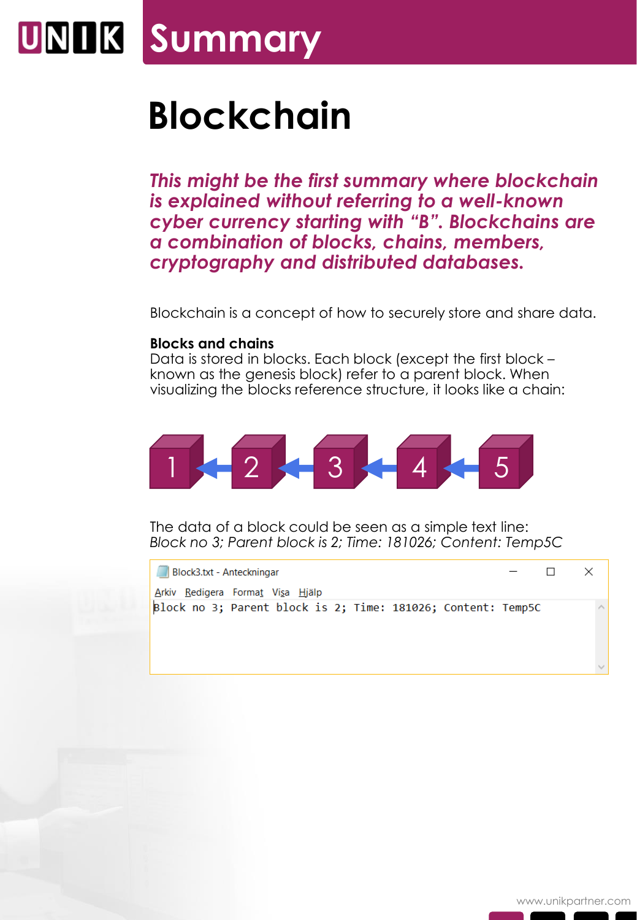# Summary

## Blockchain

***This might be the first summary where blockchain is explained without referring to a well-known cyber currency starting with "B". Blockchains are a combination of blocks, chains, members, cryptography and distributed databases.***

Blockchain is a concept of how to securely store and share data.

**Blocks and chains**
Data is stored in blocks. Each block (except the first block – known as the genesis block) refer to a parent block. When visualizing the blocks reference structure, it looks like a chain:

1 2 3 4 5

The data of a block could be seen as a simple text line:
*Block no 3; Parent block is 2; Time: 181026; Content: Temp5C*

Block3.txt - Anteckningar

Arkiv Redigera Format Visa Hjälp

```
Block no 3; Parent block is 2; Time: 181026; Content: Temp5C
```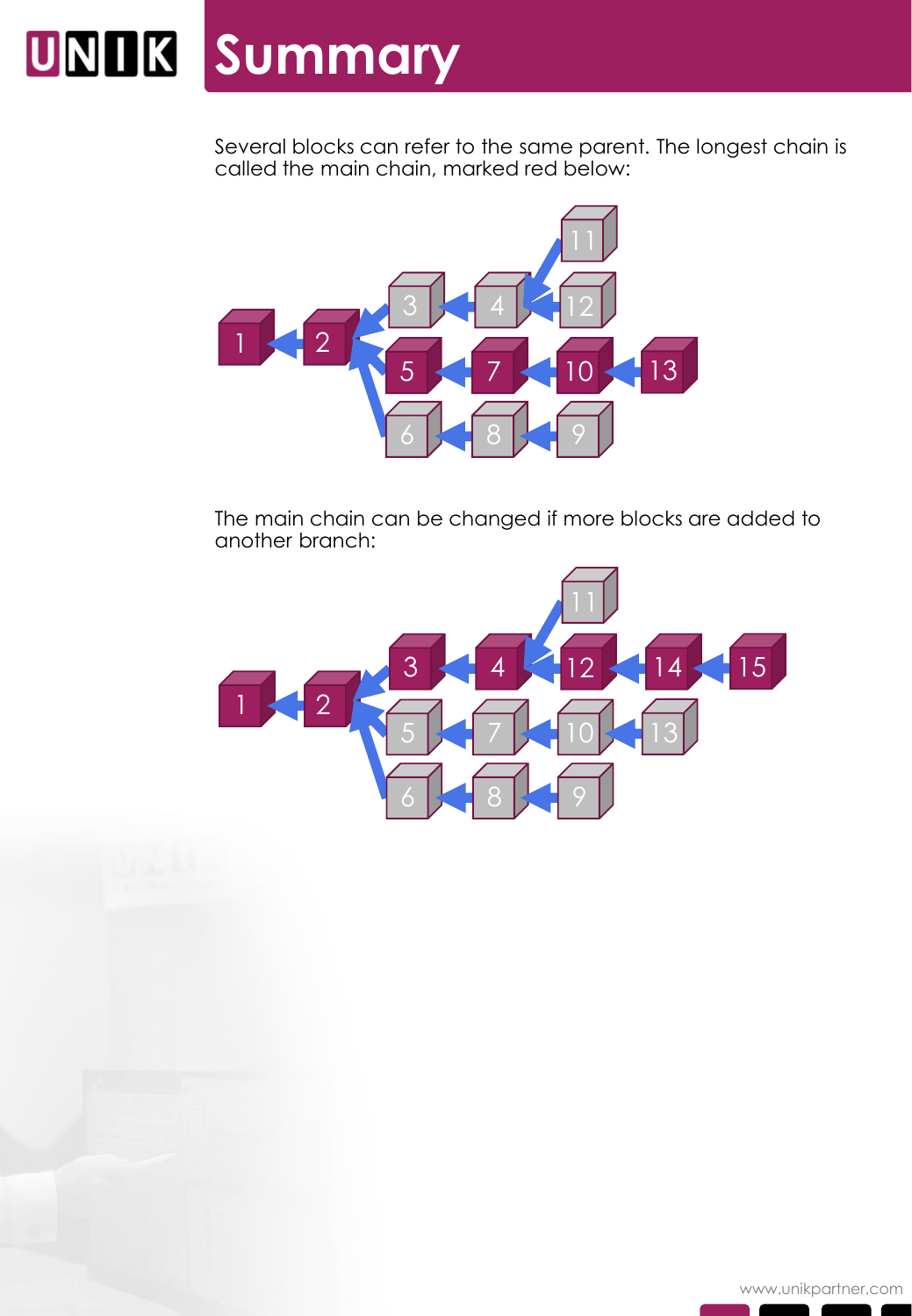# Summary

Several blocks can refer to the same parent. The longest chain is called the main chain, marked red below:

1
2
3
4
11
12
5
7
10
13
6
8
9

The main chain can be changed if more blocks are added to another branch:

1
2
3
4
11
12
14
15
5
7
10
13
6
8
9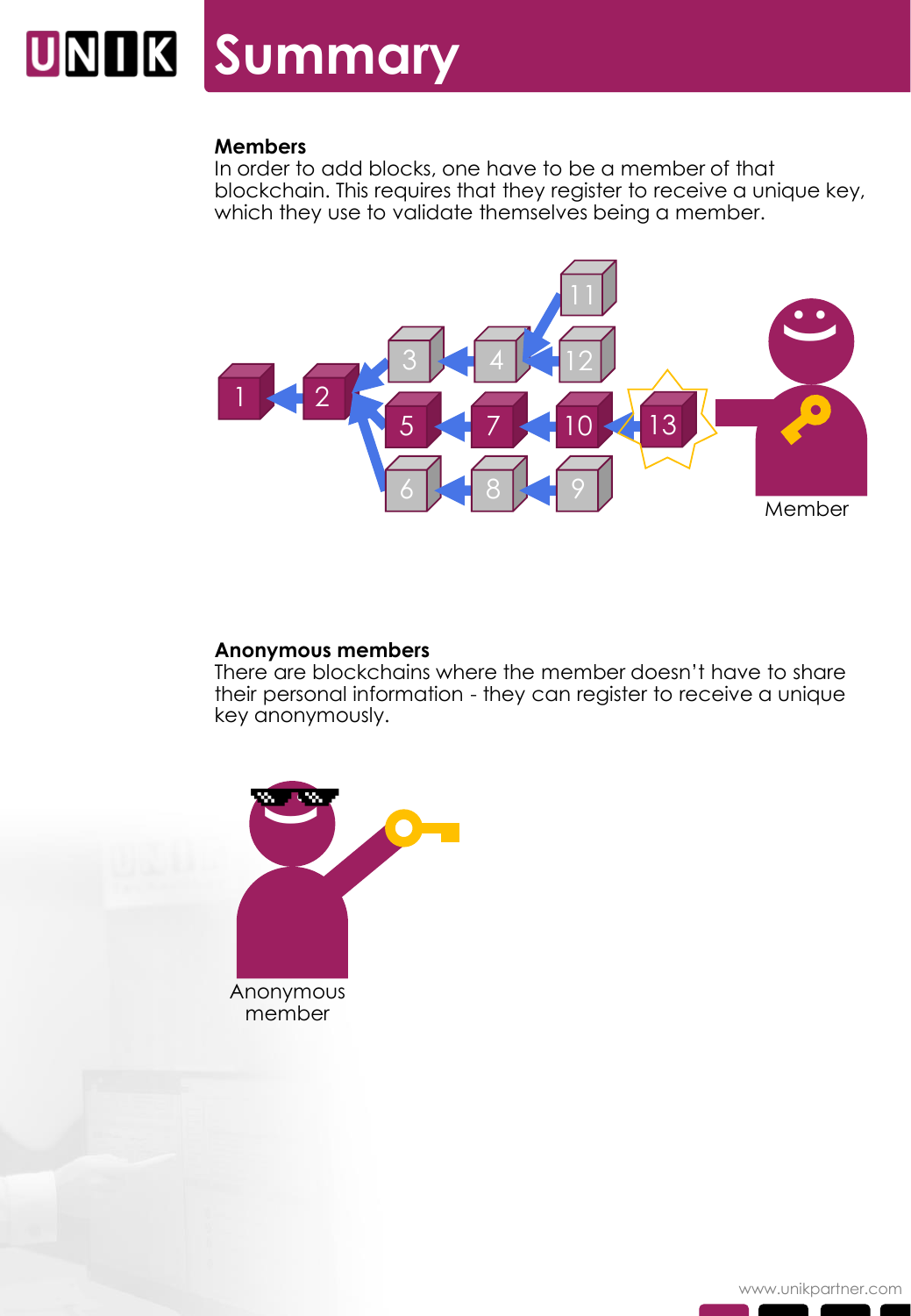# Summary

**Members**
In order to add blocks, one have to be a member of that blockchain. This requires that they register to receive a unique key, which they use to validate themselves being a member.

1
2
3
4
5
6
7
8
9
10
11
12
13
Member

**Anonymous members**
There are blockchains where the member doesn't have to share their personal information - they can register to receive a unique key anonymously.

Anonymous member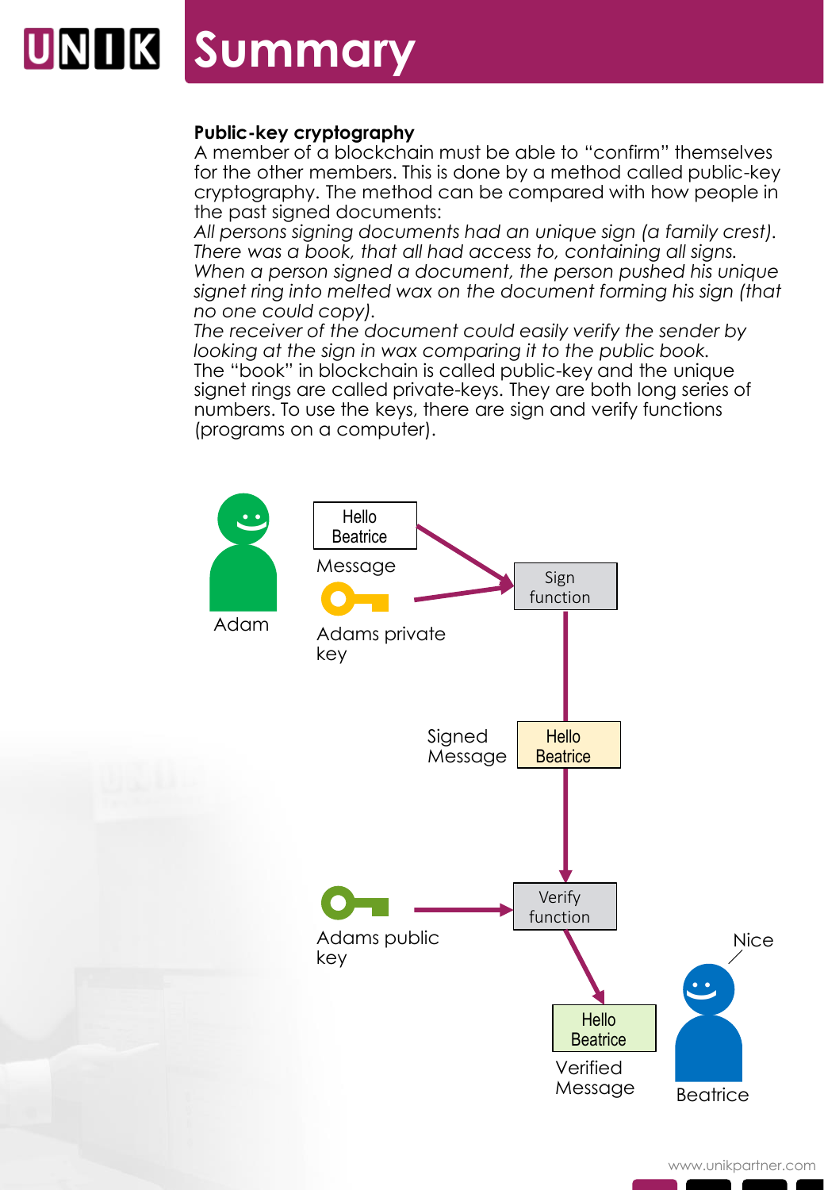# Summary

**Public-key cryptography**

A member of a blockchain must be able to "confirm" themselves for the other members. This is done by a method called public-key cryptography. The method can be compared with how people in the past signed documents:

*All persons signing documents had an unique sign (a family crest). There was a book, that all had access to, containing all signs. When a person signed a document, the person pushed his unique signet ring into melted wax on the document forming his sign (that no one could copy).*

*The receiver of the document could easily verify the sender by looking at the sign in wax comparing it to the public book.*

The "book" in blockchain is called public-key and the unique signet rings are called private-keys. They are both long series of numbers. To use the keys, there are sign and verify functions (programs on a computer).

Adam

Hello Beatrice

Message

Adams private key

Sign function

Signed Message

Hello Beatrice

Adams public key

Verify function

Hello Beatrice

Verified Message

Nice

Beatrice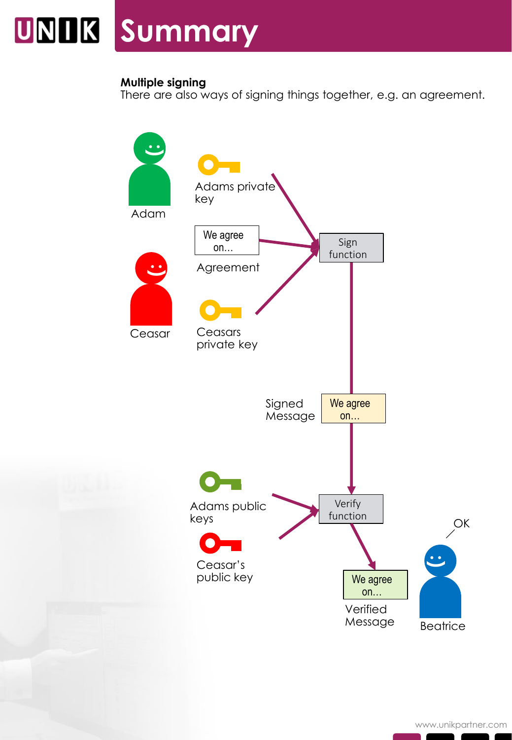# Summary

**Multiple signing**
There are also ways of signing things together, e.g. an agreement.

Adam

Adams private key

We agree on...

Agreement

Sign function

Ceasar

Ceasars private key

Signed Message

We agree on...

Adams public keys

Ceasar's public key

Verify function

We agree on...

Verified Message

OK

Beatrice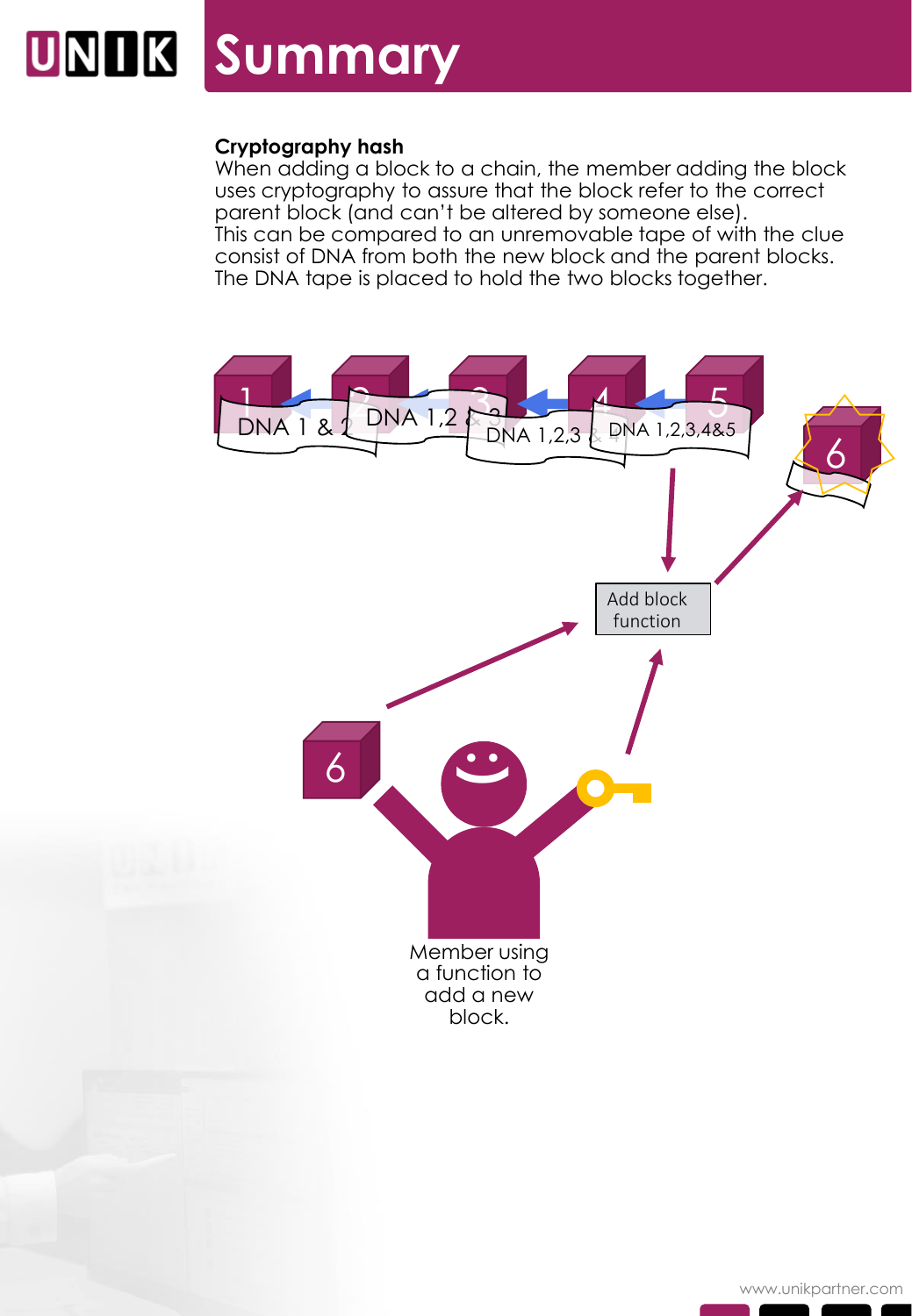# Summary

**Cryptography hash**
When adding a block to a chain, the member adding the block uses cryptography to assure that the block refer to the correct parent block (and can't be altered by someone else).
This can be compared to an unremovable tape of with the clue consist of DNA from both the new block and the parent blocks.
The DNA tape is placed to hold the two blocks together.

DNA 1 & 2

DNA 1,2 & 3

DNA 1,2,3 & 4

DNA 1,2,3,4&5

Add block function

Member using a function to add a new block.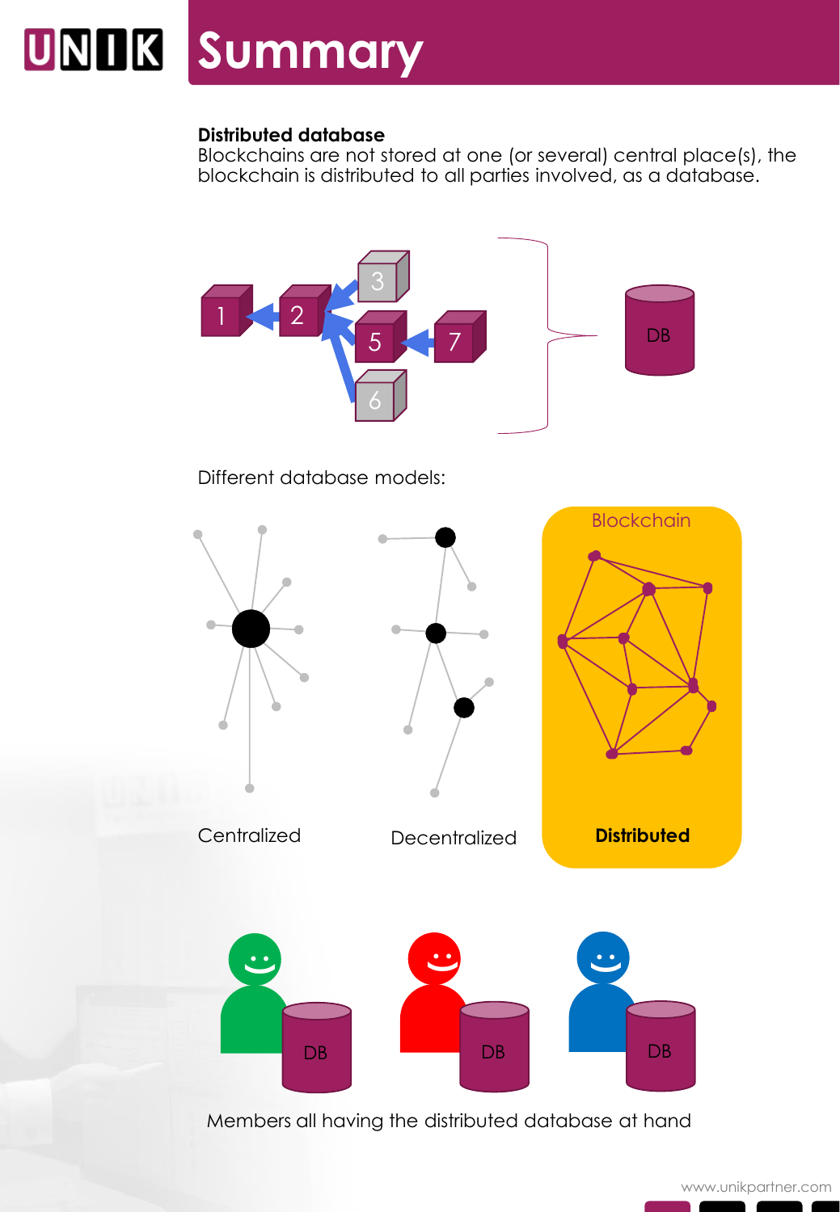# Summary

**Distributed database**
Blockchains are not stored at one (or several) central place(s), the blockchain is distributed to all parties involved, as a database.

1
2
3
5
7
6
DB

Different database models:

Centralized

Decentralized

Blockchain

**Distributed**

DB

DB

DB

Members all having the distributed database at hand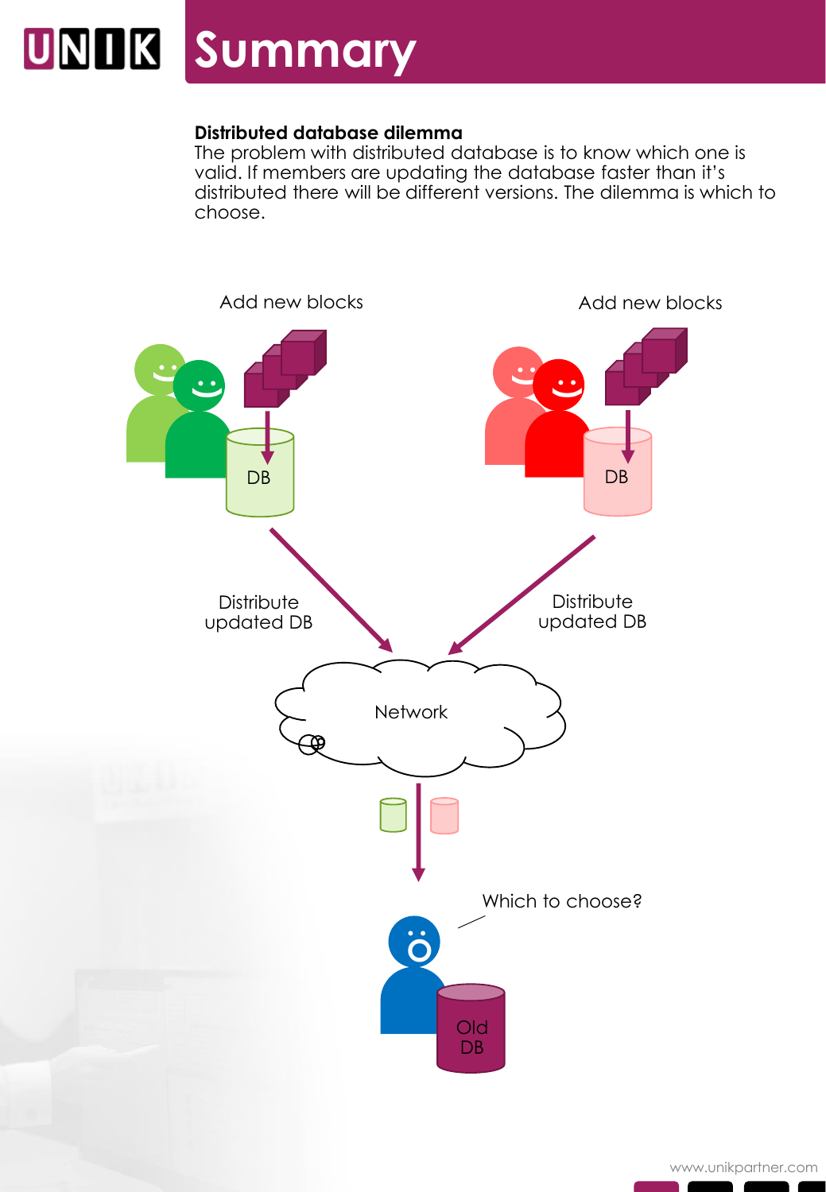# Summary

**Distributed database dilemma**

The problem with distributed database is to know which one is valid. If members are updating the database faster than it's distributed there will be different versions. The dilemma is which to choose.

Add new blocks

Add new blocks

DB

DB

Distribute updated DB

Distribute updated DB

Network

Which to choose?

Old DB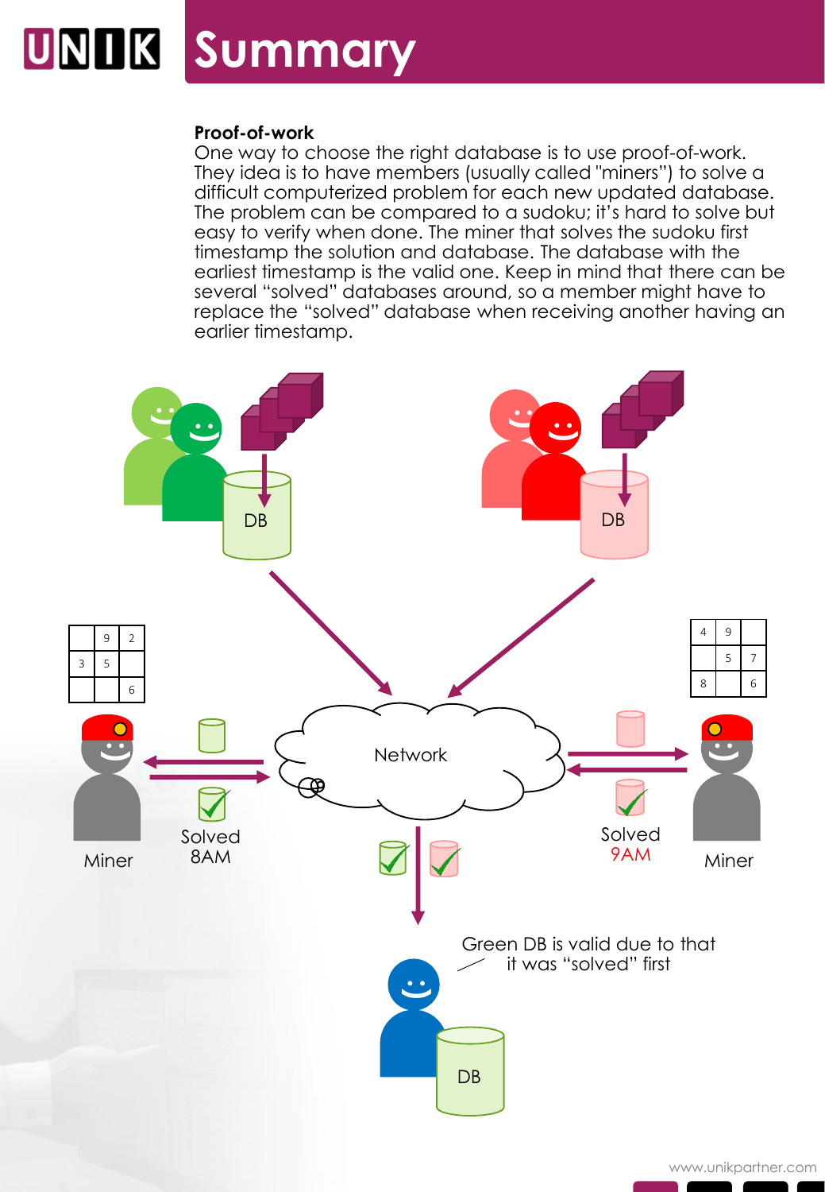# Summary

**Proof-of-work**
One way to choose the right database is to use proof-of-work. They idea is to have members (usually called "miners") to solve a difficult computerized problem for each new updated database. The problem can be compared to a sudoku; it's hard to solve but easy to verify when done. The miner that solves the sudoku first timestamp the solution and database. The database with the earliest timestamp is the valid one. Keep in mind that there can be several "solved" databases around, so a member might have to replace the "solved" database when receiving another having an earlier timestamp.

DB

DB

Network

Miner

Solved
8AM

Solved
9AM

Miner

Green DB is valid due to that it was "solved" first

DB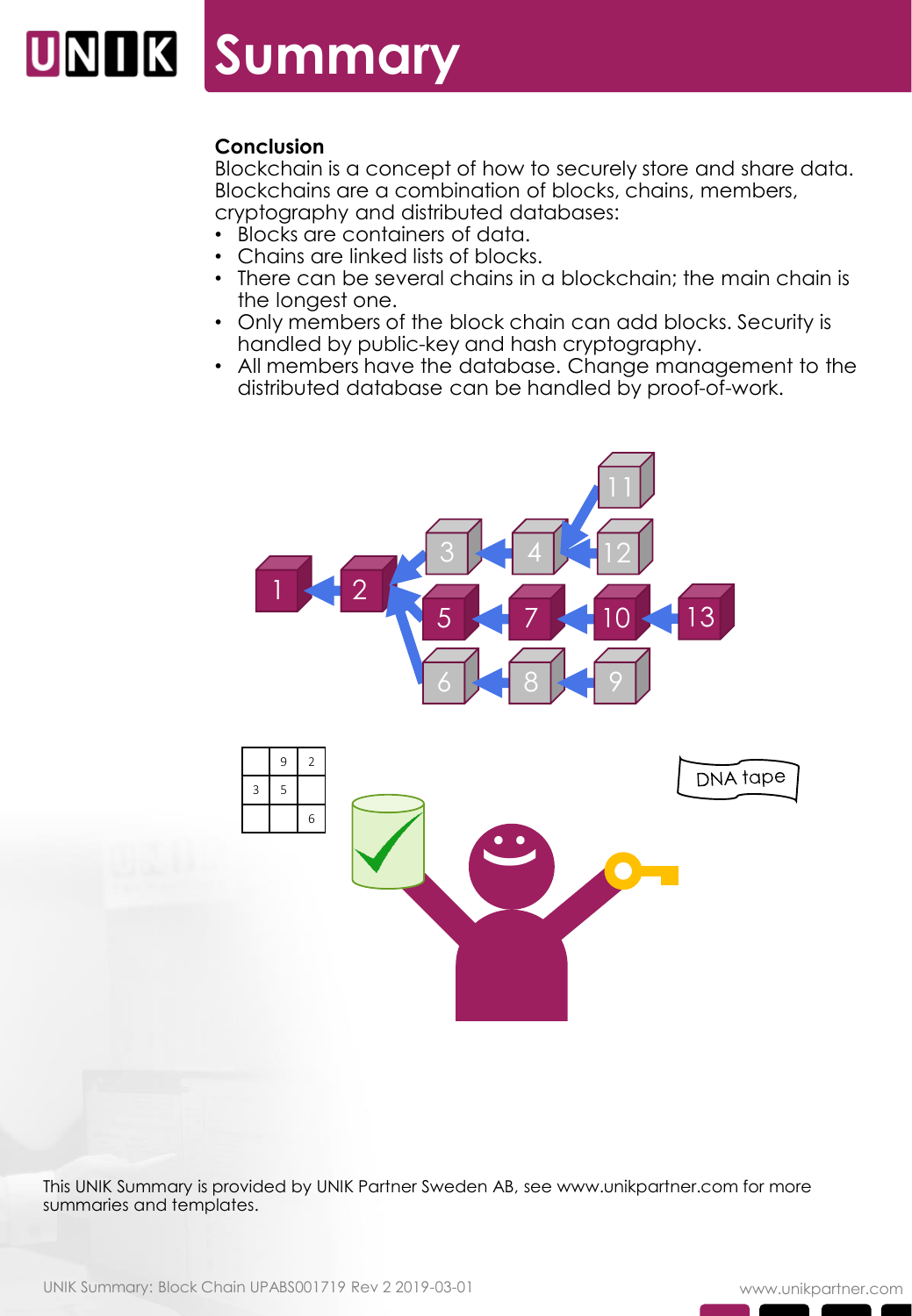# Summary

**Conclusion**

Blockchain is a concept of how to securely store and share data. Blockchains are a combination of blocks, chains, members, cryptography and distributed databases:

- Blocks are containers of data.
- Chains are linked lists of blocks.
- There can be several chains in a blockchain; the main chain is the longest one.
- Only members of the block chain can add blocks. Security is handled by public-key and hash cryptography.
- All members have the database. Change management to the distributed database can be handled by proof-of-work.

1 2 3 4 5 6 7 8 9 10 11 12 13

| | | |
|---|---|---|
| | 9 | 2 |
| 3 | 5 | |
| | | 6 |

DNA tape

This UNIK Summary is provided by UNIK Partner Sweden AB, see www.unikpartner.com for more summaries and templates.